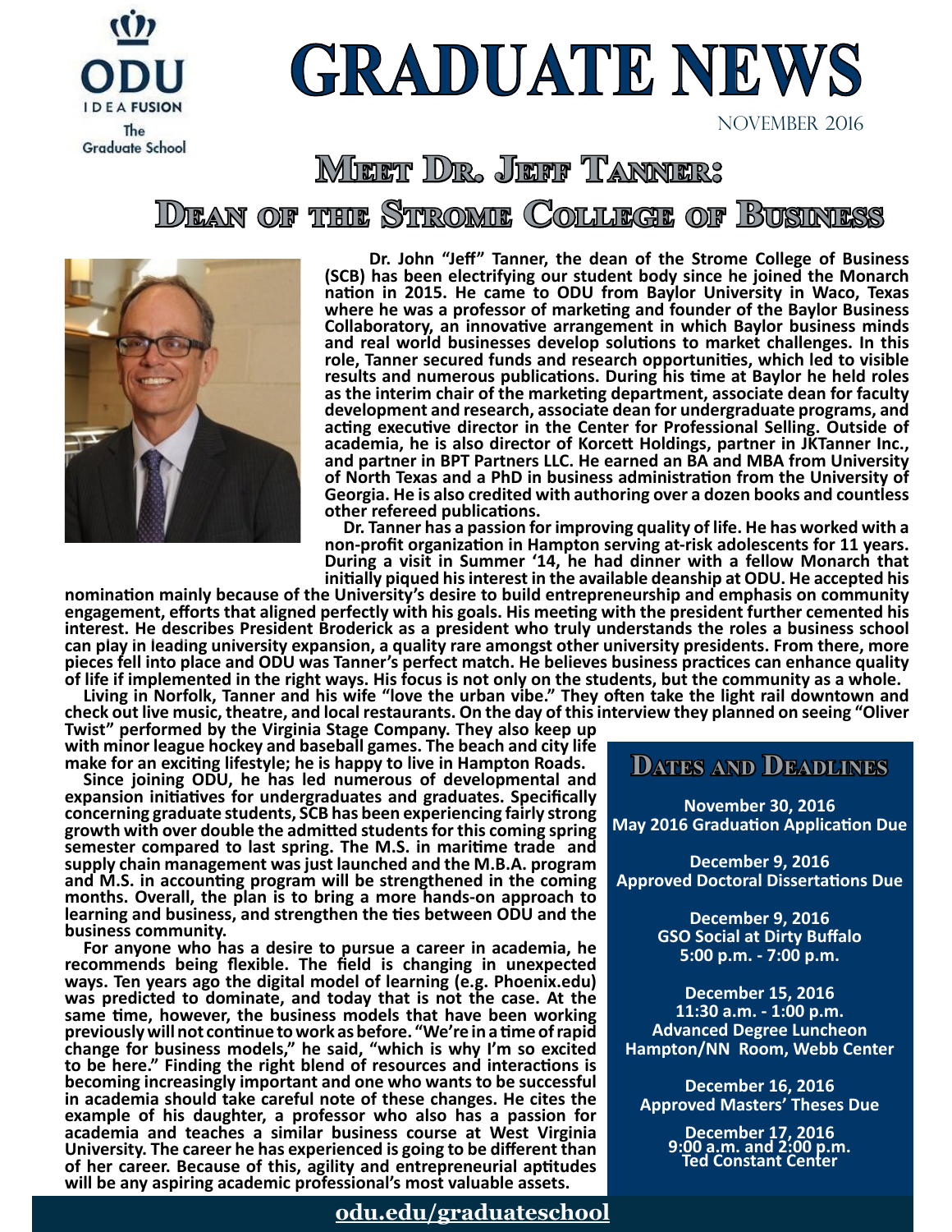ODU IDEA FUSION
The Graduate School

# GRADUATE NEWS

November 2016

## Meet Dr. Jeff Tanner: Dean of the Strome College of Business

**Dr. John "Jeff" Tanner, the dean of the Strome College of Business (SCB) has been electrifying our student body since he joined the Monarch nation in 2015. He came to ODU from Baylor University in Waco, Texas where he was a professor of marketing and founder of the Baylor Business Collaboratory, an innovative arrangement in which Baylor business minds and real world businesses develop solutions to market challenges. In this role, Tanner secured funds and research opportunities, which led to visible results and numerous publications. During his time at Baylor he held roles as the interim chair of the marketing department, associate dean for faculty development and research, associate dean for undergraduate programs, and acting executive director in the Center for Professional Selling. Outside of academia, he is also director of Korcett Holdings, partner in JKTanner Inc., and partner in BPT Partners LLC. He earned an BA and MBA from University of North Texas and a PhD in business administration from the University of Georgia. He is also credited with authoring over a dozen books and countless other refereed publications.**

**Dr. Tanner has a passion for improving quality of life. He has worked with a non-profit organization in Hampton serving at-risk adolescents for 11 years. During a visit in Summer '14, he had dinner with a fellow Monarch that initially piqued his interest in the available deanship at ODU. He accepted his nomination mainly because of the University's desire to build entrepreneurship and emphasis on community engagement, efforts that aligned perfectly with his goals. His meeting with the president further cemented his interest. He describes President Broderick as a president who truly understands the roles a business school can play in leading university expansion, a quality rare amongst other university presidents. From there, more pieces fell into place and ODU was Tanner's perfect match. He believes business practices can enhance quality of life if implemented in the right ways. His focus is not only on the students, but the community as a whole.**

**Living in Norfolk, Tanner and his wife "love the urban vibe." They often take the light rail downtown and check out live music, theatre, and local restaurants. On the day of this interview they planned on seeing "Oliver Twist" performed by the Virginia Stage Company. They also keep up with minor league hockey and baseball games. The beach and city life make for an exciting lifestyle; he is happy to live in Hampton Roads.**

**Since joining ODU, he has led numerous of developmental and expansion initiatives for undergraduates and graduates. Specifically concerning graduate students, SCB has been experiencing fairly strong growth with over double the admitted students for this coming spring semester compared to last spring. The M.S. in maritime trade and supply chain management was just launched and the M.B.A. program and M.S. in accounting program will be strengthened in the coming months. Overall, the plan is to bring a more hands-on approach to learning and business, and strengthen the ties between ODU and the business community.**

**For anyone who has a desire to pursue a career in academia, he recommends being flexible. The field is changing in unexpected ways. Ten years ago the digital model of learning (e.g. Phoenix.edu) was predicted to dominate, and today that is not the case. At the same time, however, the business models that have been working previously will not continue to work as before. "We're in a time of rapid change for business models," he said, "which is why I'm so excited to be here." Finding the right blend of resources and interactions is becoming increasingly important and one who wants to be successful in academia should take careful note of these changes. He cites the example of his daughter, a professor who also has a passion for academia and teaches a similar business course at West Virginia University. The career he has experienced is going to be different than of her career. Because of this, agility and entrepreneurial aptitudes will be any aspiring academic professional's most valuable assets.**

### Dates and Deadlines

**November 30, 2016**
**May 2016 Graduation Application Due**

**December 9, 2016**
**Approved Doctoral Dissertations Due**

**December 9, 2016**
**GSO Social at Dirty Buffalo**
**5:00 p.m. - 7:00 p.m.**

**December 15, 2016**
**11:30 a.m. - 1:00 p.m.**
**Advanced Degree Luncheon**
**Hampton/NN Room, Webb Center**

**December 16, 2016**
**Approved Masters' Theses Due**

**December 17, 2016**
**9:00 a.m. and 2:00 p.m.**
**Ted Constant Center**

odu.edu/graduateschool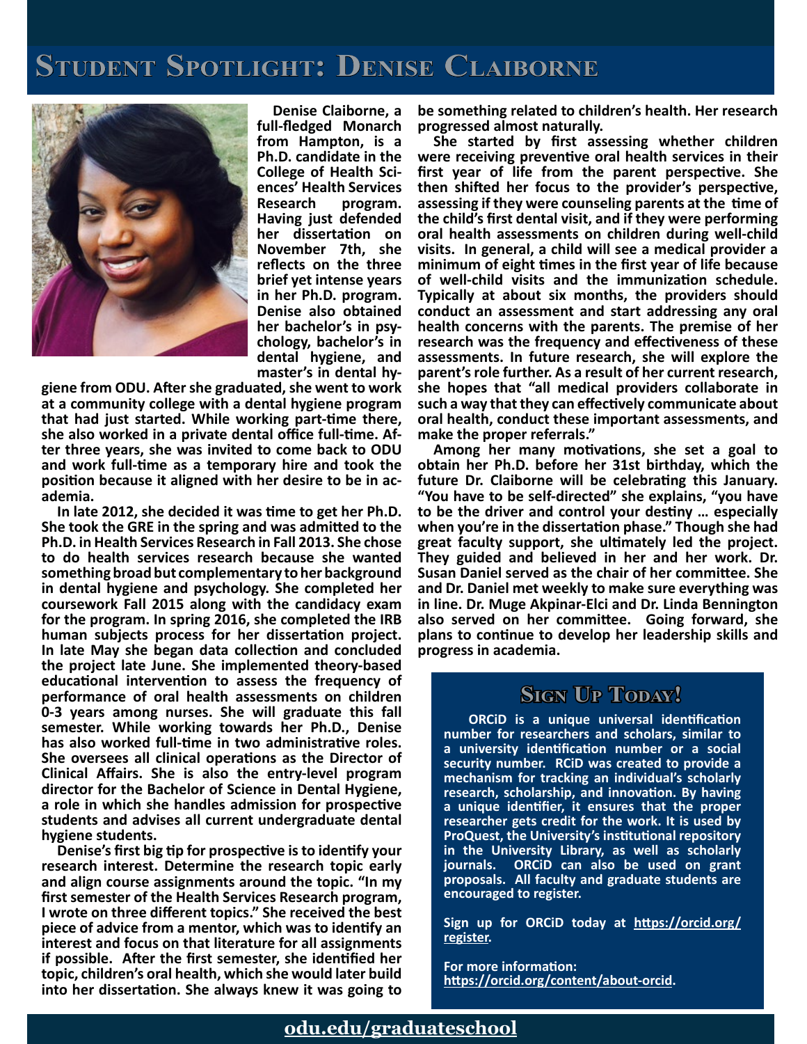# Student Spotlight: Denise Claiborne

Denise Claiborne, a full-fledged Monarch from Hampton, is a Ph.D. candidate in the College of Health Sciences' Health Services Research program. Having just defended her dissertation on November 7th, she reflects on the three brief yet intense years in her Ph.D. program. Denise also obtained her bachelor's in psychology, bachelor's in dental hygiene, and master's in dental hygiene from ODU. After she graduated, she went to work at a community college with a dental hygiene program that had just started. While working part-time there, she also worked in a private dental office full-time. After three years, she was invited to come back to ODU and work full-time as a temporary hire and took the position because it aligned with her desire to be in academia.

In late 2012, she decided it was time to get her Ph.D. She took the GRE in the spring and was admitted to the Ph.D. in Health Services Research in Fall 2013. She chose to do health services research because she wanted something broad but complementary to her background in dental hygiene and psychology. She completed her coursework Fall 2015 along with the candidacy exam for the program. In spring 2016, she completed the IRB human subjects process for her dissertation project. In late May she began data collection and concluded the project late June. She implemented theory-based educational intervention to assess the frequency of performance of oral health assessments on children 0-3 years among nurses. She will graduate this fall semester. While working towards her Ph.D., Denise has also worked full-time in two administrative roles. She oversees all clinical operations as the Director of Clinical Affairs. She is also the entry-level program director for the Bachelor of Science in Dental Hygiene, a role in which she handles admission for prospective students and advises all current undergraduate dental hygiene students.

Denise's first big tip for prospective is to identify your research interest. Determine the research topic early and align course assignments around the topic. "In my first semester of the Health Services Research program, I wrote on three different topics." She received the best piece of advice from a mentor, which was to identify an interest and focus on that literature for all assignments if possible. After the first semester, she identified her topic, children's oral health, which she would later build into her dissertation. She always knew it was going to be something related to children's health. Her research progressed almost naturally.

She started by first assessing whether children were receiving preventive oral health services in their first year of life from the parent perspective. She then shifted her focus to the provider's perspective, assessing if they were counseling parents at the time of the child's first dental visit, and if they were performing oral health assessments on children during well-child visits. In general, a child will see a medical provider a minimum of eight times in the first year of life because of well-child visits and the immunization schedule. Typically at about six months, the providers should conduct an assessment and start addressing any oral health concerns with the parents. The premise of her research was the frequency and effectiveness of these assessments. In future research, she will explore the parent's role further. As a result of her current research, she hopes that "all medical providers collaborate in such a way that they can effectively communicate about oral health, conduct these important assessments, and make the proper referrals."

Among her many motivations, she set a goal to obtain her Ph.D. before her 31st birthday, which the future Dr. Claiborne will be celebrating this January. "You have to be self-directed" she explains, "you have to be the driver and control your destiny … especially when you're in the dissertation phase." Though she had great faculty support, she ultimately led the project. They guided and believed in her and her work. Dr. Susan Daniel served as the chair of her committee. She and Dr. Daniel met weekly to make sure everything was in line. Dr. Muge Akpinar-Elci and Dr. Linda Bennington also served on her committee. Going forward, she plans to continue to develop her leadership skills and progress in academia.

## Sign Up Today!

ORCiD is a unique universal identification number for researchers and scholars, similar to a university identification number or a social security number. RCiD was created to provide a mechanism for tracking an individual's scholarly research, scholarship, and innovation. By having a unique identifier, it ensures that the proper researcher gets credit for the work. It is used by ProQuest, the University's institutional repository in the University Library, as well as scholarly journals. ORCiD can also be used on grant proposals. All faculty and graduate students are encouraged to register.

Sign up for ORCiD today at https://orcid.org/register.

For more information:
https://orcid.org/content/about-orcid.

odu.edu/graduateschool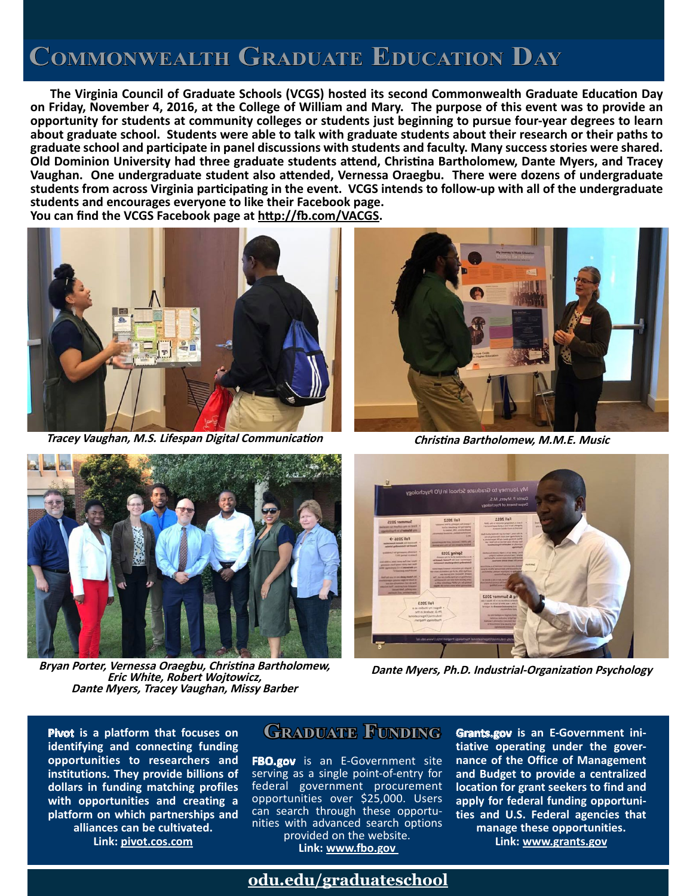# Commonwealth Graduate Education Day

**The Virginia Council of Graduate Schools (VCGS) hosted its second Commonwealth Graduate Education Day on Friday, November 4, 2016, at the College of William and Mary. The purpose of this event was to provide an opportunity for students at community colleges or students just beginning to pursue four-year degrees to learn about graduate school. Students were able to talk with graduate students about their research or their paths to graduate school and participate in panel discussions with students and faculty. Many success stories were shared. Old Dominion University had three graduate students attend, Christina Bartholomew, Dante Myers, and Tracey Vaughan. One undergraduate student also attended, Vernessa Oraegbu. There were dozens of undergraduate students from across Virginia participating in the event. VCGS intends to follow-up with all of the undergraduate students and encourages everyone to like their Facebook page.**

**You can find the VCGS Facebook page at http://fb.com/VACGS.**

*Tracey Vaughan, M.S. Lifespan Digital Communication*

*Christina Bartholomew, M.M.E. Music*

*Bryan Porter, Vernessa Oraegbu, Christina Bartholomew, Eric White, Robert Wojtowicz, Dante Myers, Tracey Vaughan, Missy Barber*

*Dante Myers, Ph.D. Industrial-Organization Psychology*

## Graduate Funding

**Pivot is a platform that focuses on identifying and connecting funding opportunities to researchers and institutions. They provide billions of dollars in funding matching profiles with opportunities and creating a platform on which partnerships and alliances can be cultivated.**
**Link: pivot.cos.com**

**FBO.gov** is an E-Government site serving as a single point-of-entry for federal government procurement opportunities over $25,000. Users can search through these opportunities with advanced search options provided on the website.
**Link: www.fbo.gov**

**Grants.gov is an E-Government initiative operating under the governance of the Office of Management and Budget to provide a centralized location for grant seekers to find and apply for federal funding opportunities and U.S. Federal agencies that manage these opportunities.**
**Link: www.grants.gov**

**odu.edu/graduateschool**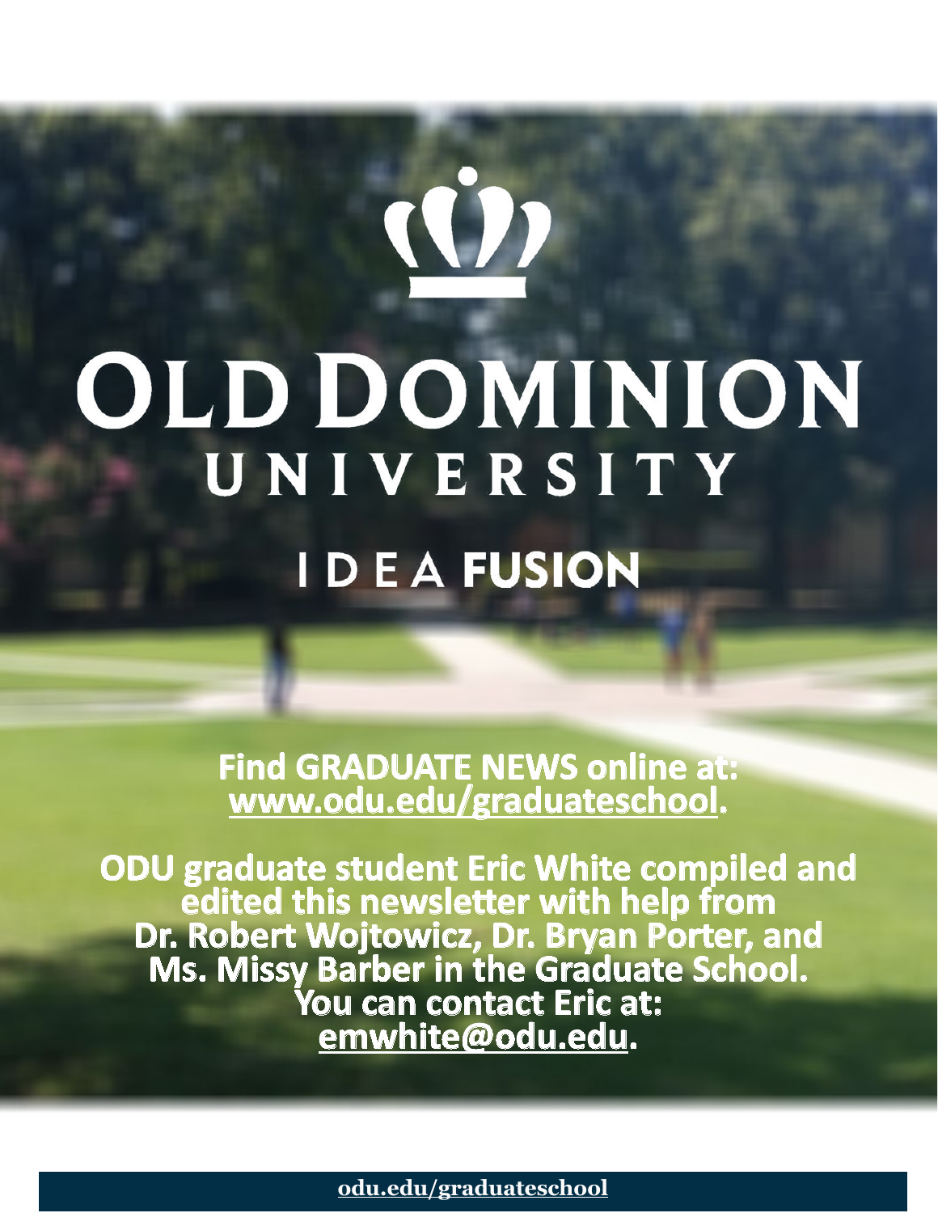# OLD DOMINION UNIVERSITY

## IDEA FUSION

**Find GRADUATE NEWS online at: [www.odu.edu/graduateschool](http://www.odu.edu/graduateschool).**

**ODU graduate student Eric White compiled and edited this newsletter with help from Dr. Robert Wojtowicz, Dr. Bryan Porter, and Ms. Missy Barber in the Graduate School. You can contact Eric at: [emwhite@odu.edu](mailto:emwhite@odu.edu).**

**odu.edu/graduateschool**